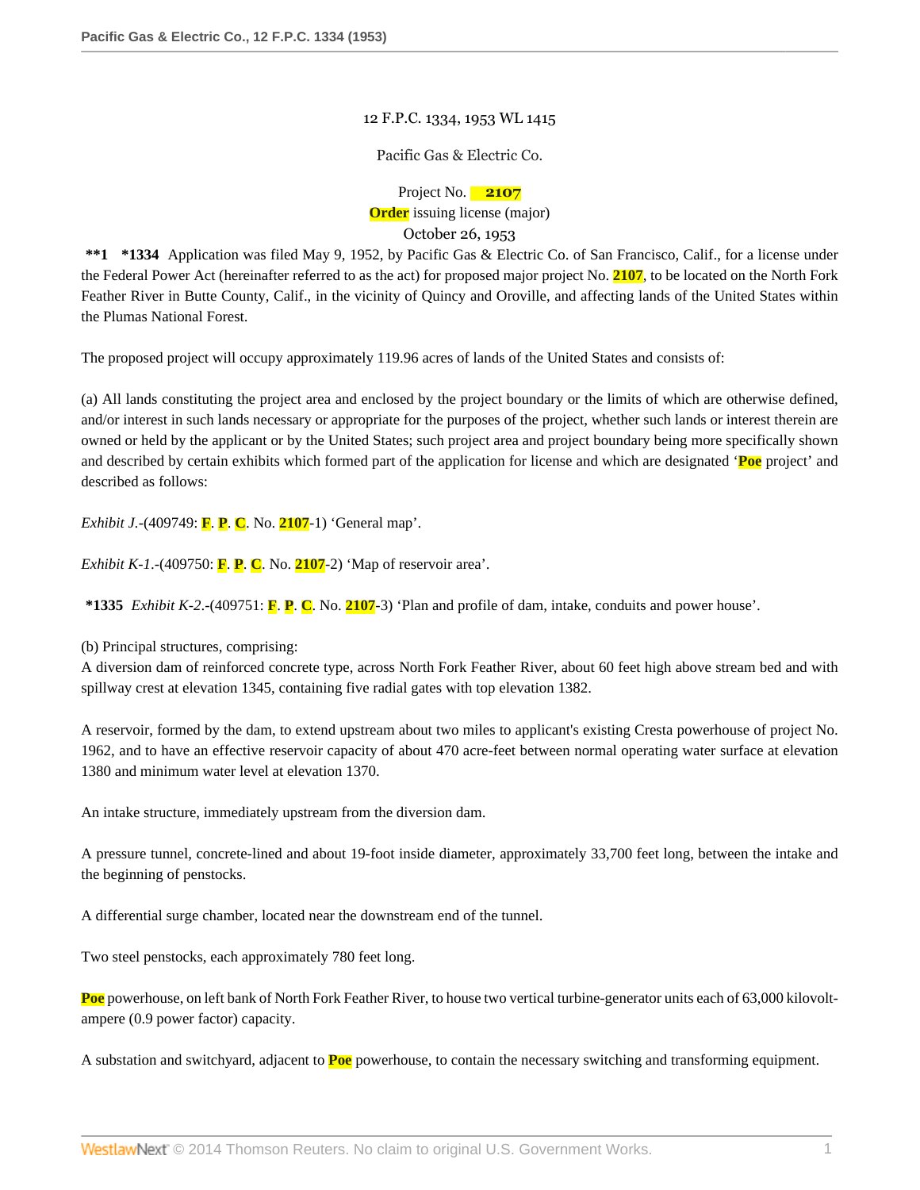12 F.P.C. 1334, 1953 WL 1415

Pacific Gas & Electric Co.

Project No. 2107

Order issuing license (major)

October 26, 1953

**\*\*1 \*1334** Application was filed May 9, 1952, by Pacific Gas & Electric Co. of San Francisco, Calif., for a license under the Federal Power Act (hereinafter referred to as the act) for proposed major project No. 2107, to be located on the North Fork Feather River in Butte County, Calif., in the vicinity of Quincy and Oroville, and affecting lands of the United States within the Plumas National Forest.

The proposed project will occupy approximately 119.96 acres of lands of the United States and consists of:

(a) All lands constituting the project area and enclosed by the project boundary or the limits of which are otherwise defined, and/or interest in such lands necessary or appropriate for the purposes of the project, whether such lands or interest therein are owned or held by the applicant or by the United States; such project area and project boundary being more specifically shown and described by certain exhibits which formed part of the application for license and which are designated 'Poe project' and described as follows:

*Exhibit J*.-(409749: F. P. C. No. 2107-1) 'General map'.

*Exhibit K-1*.-(409750: F. P. C. No. 2107-2) 'Map of reservoir area'.

**\*1335** *Exhibit K-2*.-(409751: F. P. C. No. 2107-3) 'Plan and profile of dam, intake, conduits and power house'.

(b) Principal structures, comprising:

A diversion dam of reinforced concrete type, across North Fork Feather River, about 60 feet high above stream bed and with spillway crest at elevation 1345, containing five radial gates with top elevation 1382.

A reservoir, formed by the dam, to extend upstream about two miles to applicant's existing Cresta powerhouse of project No. 1962, and to have an effective reservoir capacity of about 470 acre-feet between normal operating water surface at elevation 1380 and minimum water level at elevation 1370.

An intake structure, immediately upstream from the diversion dam.

A pressure tunnel, concrete-lined and about 19-foot inside diameter, approximately 33,700 feet long, between the intake and the beginning of penstocks.

A differential surge chamber, located near the downstream end of the tunnel.

Two steel penstocks, each approximately 780 feet long.

Poe powerhouse, on left bank of North Fork Feather River, to house two vertical turbine-generator units each of 63,000 kilovolt-ampere (0.9 power factor) capacity.

A substation and switchyard, adjacent to Poe powerhouse, to contain the necessary switching and transforming equipment.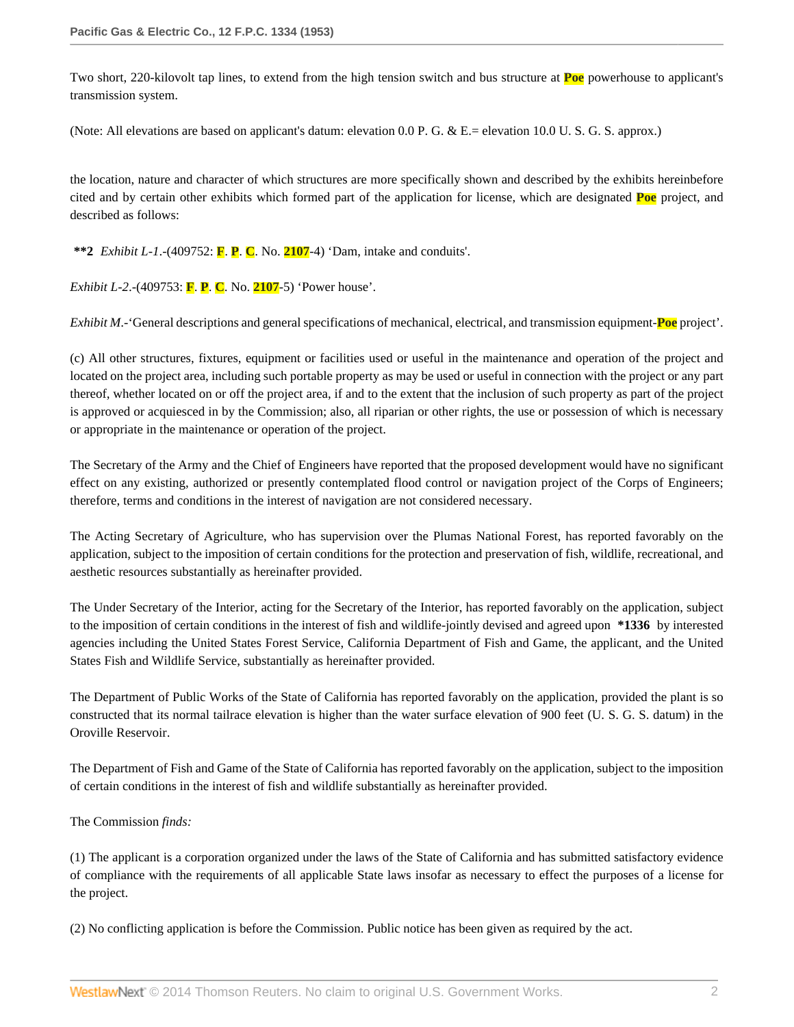Two short, 220-kilovolt tap lines, to extend from the high tension switch and bus structure at Poe powerhouse to applicant's transmission system.

(Note: All elevations are based on applicant's datum: elevation 0.0 P. G. & E.= elevation 10.0 U. S. G. S. approx.)

the location, nature and character of which structures are more specifically shown and described by the exhibits hereinbefore cited and by certain other exhibits which formed part of the application for license, which are designated Poe project, and described as follows:

**\*\*2** *Exhibit L-1*.-(409752: F. P. C. No. 2107-4) 'Dam, intake and conduits'.

*Exhibit L-2*.-(409753: F. P. C. No. 2107-5) 'Power house'.

*Exhibit M*.-'General descriptions and general specifications of mechanical, electrical, and transmission equipment-Poe project'.

(c) All other structures, fixtures, equipment or facilities used or useful in the maintenance and operation of the project and located on the project area, including such portable property as may be used or useful in connection with the project or any part thereof, whether located on or off the project area, if and to the extent that the inclusion of such property as part of the project is approved or acquiesced in by the Commission; also, all riparian or other rights, the use or possession of which is necessary or appropriate in the maintenance or operation of the project.

The Secretary of the Army and the Chief of Engineers have reported that the proposed development would have no significant effect on any existing, authorized or presently contemplated flood control or navigation project of the Corps of Engineers; therefore, terms and conditions in the interest of navigation are not considered necessary.

The Acting Secretary of Agriculture, who has supervision over the Plumas National Forest, has reported favorably on the application, subject to the imposition of certain conditions for the protection and preservation of fish, wildlife, recreational, and aesthetic resources substantially as hereinafter provided.

The Under Secretary of the Interior, acting for the Secretary of the Interior, has reported favorably on the application, subject to the imposition of certain conditions in the interest of fish and wildlife-jointly devised and agreed upon **\*1336** by interested agencies including the United States Forest Service, California Department of Fish and Game, the applicant, and the United States Fish and Wildlife Service, substantially as hereinafter provided.

The Department of Public Works of the State of California has reported favorably on the application, provided the plant is so constructed that its normal tailrace elevation is higher than the water surface elevation of 900 feet (U. S. G. S. datum) in the Oroville Reservoir.

The Department of Fish and Game of the State of California has reported favorably on the application, subject to the imposition of certain conditions in the interest of fish and wildlife substantially as hereinafter provided.

The Commission *finds:*

(1) The applicant is a corporation organized under the laws of the State of California and has submitted satisfactory evidence of compliance with the requirements of all applicable State laws insofar as necessary to effect the purposes of a license for the project.

(2) No conflicting application is before the Commission. Public notice has been given as required by the act.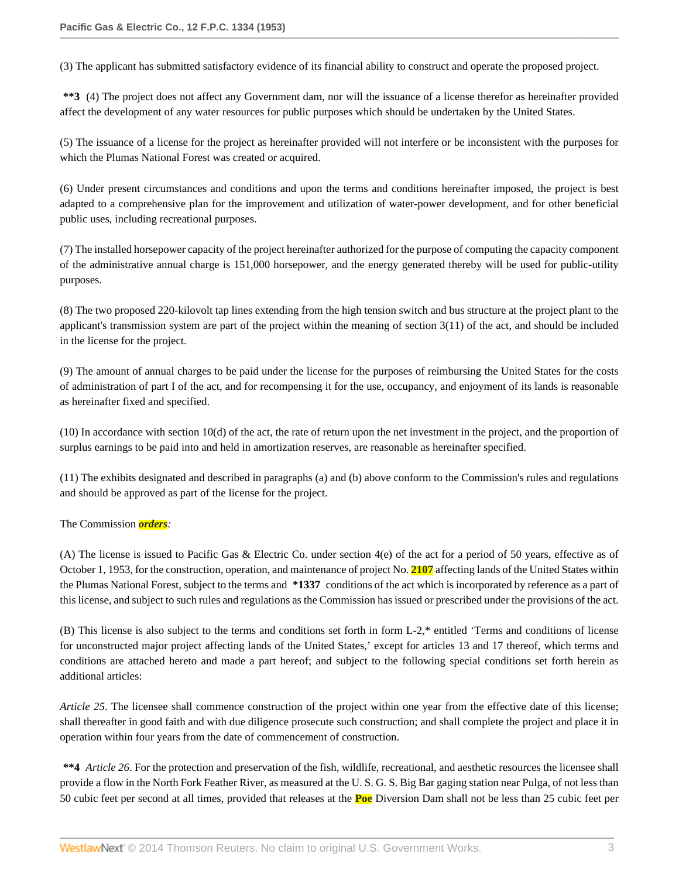(3) The applicant has submitted satisfactory evidence of its financial ability to construct and operate the proposed project.

**\*\*3** (4) The project does not affect any Government dam, nor will the issuance of a license therefor as hereinafter provided affect the development of any water resources for public purposes which should be undertaken by the United States.

(5) The issuance of a license for the project as hereinafter provided will not interfere or be inconsistent with the purposes for which the Plumas National Forest was created or acquired.

(6) Under present circumstances and conditions and upon the terms and conditions hereinafter imposed, the project is best adapted to a comprehensive plan for the improvement and utilization of water-power development, and for other beneficial public uses, including recreational purposes.

(7) The installed horsepower capacity of the project hereinafter authorized for the purpose of computing the capacity component of the administrative annual charge is 151,000 horsepower, and the energy generated thereby will be used for public-utility purposes.

(8) The two proposed 220-kilovolt tap lines extending from the high tension switch and bus structure at the project plant to the applicant's transmission system are part of the project within the meaning of section 3(11) of the act, and should be included in the license for the project.

(9) The amount of annual charges to be paid under the license for the purposes of reimbursing the United States for the costs of administration of part I of the act, and for recompensing it for the use, occupancy, and enjoyment of its lands is reasonable as hereinafter fixed and specified.

(10) In accordance with section 10(d) of the act, the rate of return upon the net investment in the project, and the proportion of surplus earnings to be paid into and held in amortization reserves, are reasonable as hereinafter specified.

(11) The exhibits designated and described in paragraphs (a) and (b) above conform to the Commission's rules and regulations and should be approved as part of the license for the project.

The Commission ***orders***:

(A) The license is issued to Pacific Gas & Electric Co. under section 4(e) of the act for a period of 50 years, effective as of October 1, 1953, for the construction, operation, and maintenance of project No. **2107** affecting lands of the United States within the Plumas National Forest, subject to the terms and **\*1337** conditions of the act which is incorporated by reference as a part of this license, and subject to such rules and regulations as the Commission has issued or prescribed under the provisions of the act.

(B) This license is also subject to the terms and conditions set forth in form L-2,* entitled 'Terms and conditions of license for unconstructed major project affecting lands of the United States,' except for articles 13 and 17 thereof, which terms and conditions are attached hereto and made a part hereof; and subject to the following special conditions set forth herein as additional articles:

*Article 25*. The licensee shall commence construction of the project within one year from the effective date of this license; shall thereafter in good faith and with due diligence prosecute such construction; and shall complete the project and place it in operation within four years from the date of commencement of construction.

**\*\*4** *Article 26*. For the protection and preservation of the fish, wildlife, recreational, and aesthetic resources the licensee shall provide a flow in the North Fork Feather River, as measured at the U. S. G. S. Big Bar gaging station near Pulga, of not less than 50 cubic feet per second at all times, provided that releases at the **Poe** Diversion Dam shall not be less than 25 cubic feet per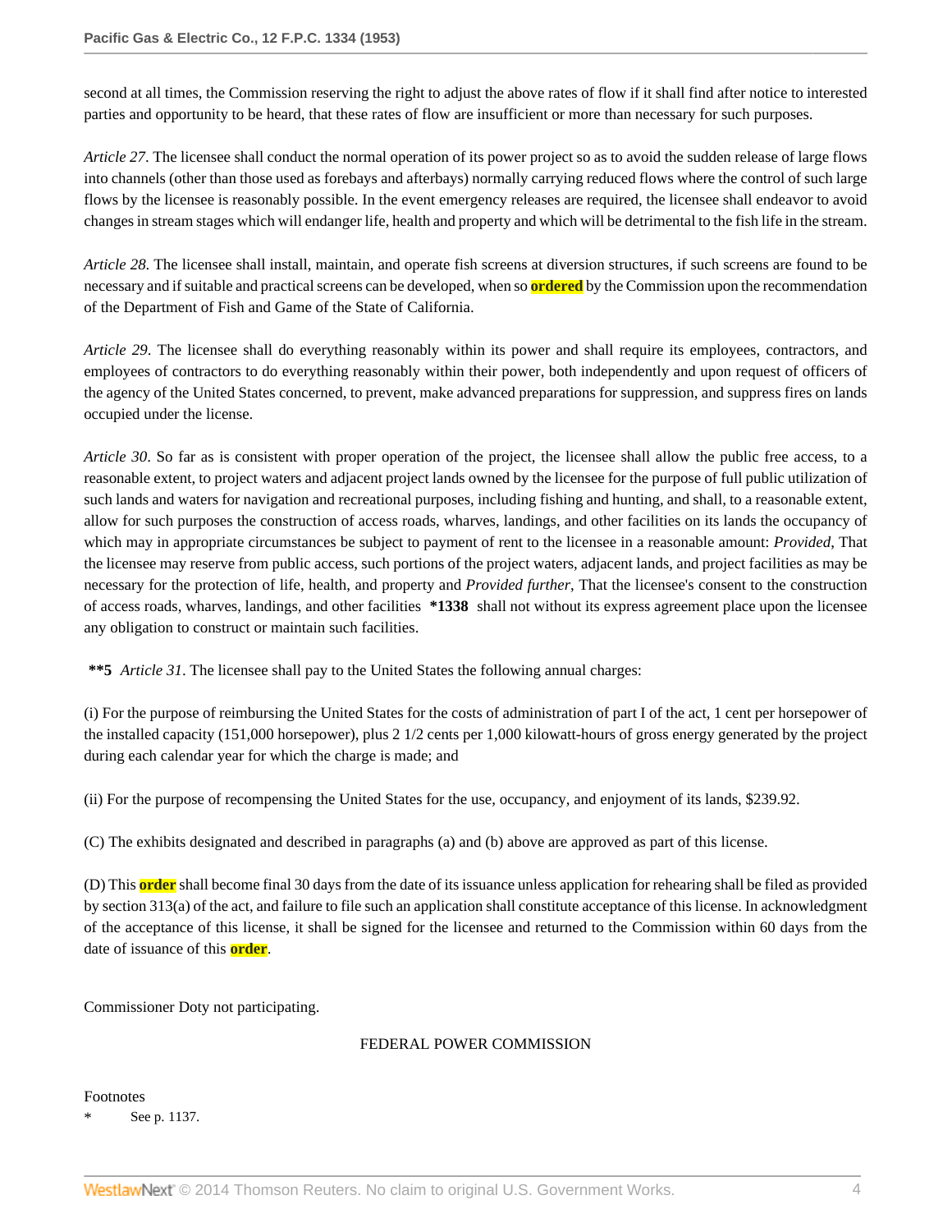second at all times, the Commission reserving the right to adjust the above rates of flow if it shall find after notice to interested parties and opportunity to be heard, that these rates of flow are insufficient or more than necessary for such purposes.

*Article 27*. The licensee shall conduct the normal operation of its power project so as to avoid the sudden release of large flows into channels (other than those used as forebays and afterbays) normally carrying reduced flows where the control of such large flows by the licensee is reasonably possible. In the event emergency releases are required, the licensee shall endeavor to avoid changes in stream stages which will endanger life, health and property and which will be detrimental to the fish life in the stream.

*Article 28*. The licensee shall install, maintain, and operate fish screens at diversion structures, if such screens are found to be necessary and if suitable and practical screens can be developed, when so **ordered** by the Commission upon the recommendation of the Department of Fish and Game of the State of California.

*Article 29*. The licensee shall do everything reasonably within its power and shall require its employees, contractors, and employees of contractors to do everything reasonably within their power, both independently and upon request of officers of the agency of the United States concerned, to prevent, make advanced preparations for suppression, and suppress fires on lands occupied under the license.

*Article 30*. So far as is consistent with proper operation of the project, the licensee shall allow the public free access, to a reasonable extent, to project waters and adjacent project lands owned by the licensee for the purpose of full public utilization of such lands and waters for navigation and recreational purposes, including fishing and hunting, and shall, to a reasonable extent, allow for such purposes the construction of access roads, wharves, landings, and other facilities on its lands the occupancy of which may in appropriate circumstances be subject to payment of rent to the licensee in a reasonable amount: *Provided*, That the licensee may reserve from public access, such portions of the project waters, adjacent lands, and project facilities as may be necessary for the protection of life, health, and property and *Provided further*, That the licensee's consent to the construction of access roads, wharves, landings, and other facilities **\*1338** shall not without its express agreement place upon the licensee any obligation to construct or maintain such facilities.

**\*\*5** *Article 31*. The licensee shall pay to the United States the following annual charges:

(i) For the purpose of reimbursing the United States for the costs of administration of part I of the act, 1 cent per horsepower of the installed capacity (151,000 horsepower), plus 2 1/2 cents per 1,000 kilowatt-hours of gross energy generated by the project during each calendar year for which the charge is made; and

(ii) For the purpose of recompensing the United States for the use, occupancy, and enjoyment of its lands, $239.92.

(C) The exhibits designated and described in paragraphs (a) and (b) above are approved as part of this license.

(D) This **order** shall become final 30 days from the date of its issuance unless application for rehearing shall be filed as provided by section 313(a) of the act, and failure to file such an application shall constitute acceptance of this license. In acknowledgment of the acceptance of this license, it shall be signed for the licensee and returned to the Commission within 60 days from the date of issuance of this **order**.

Commissioner Doty not participating.

FEDERAL POWER COMMISSION

Footnotes

\* See p. 1137.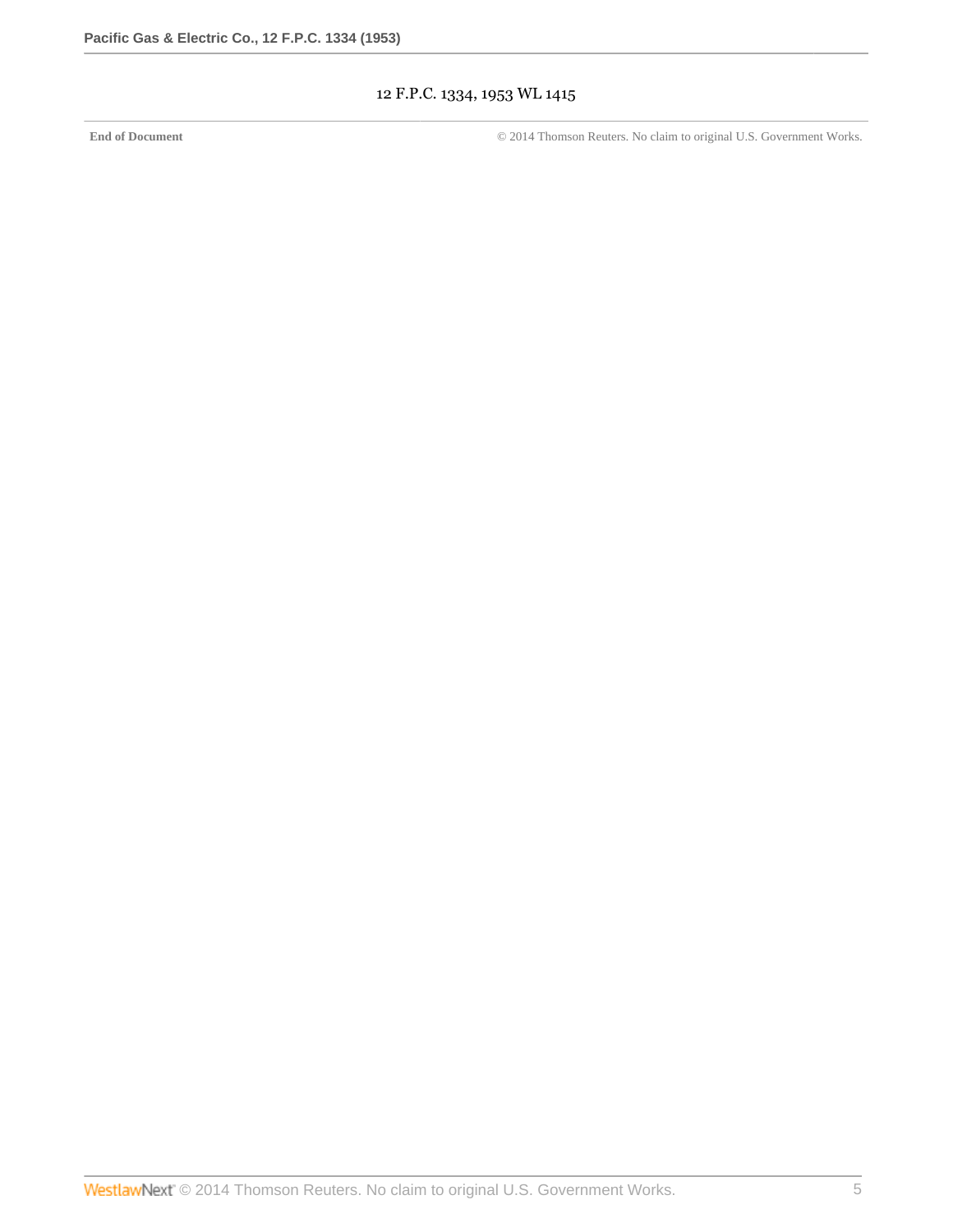12 F.P.C. 1334, 1953 WL 1415

**End of Document** © 2014 Thomson Reuters. No claim to original U.S. Government Works.